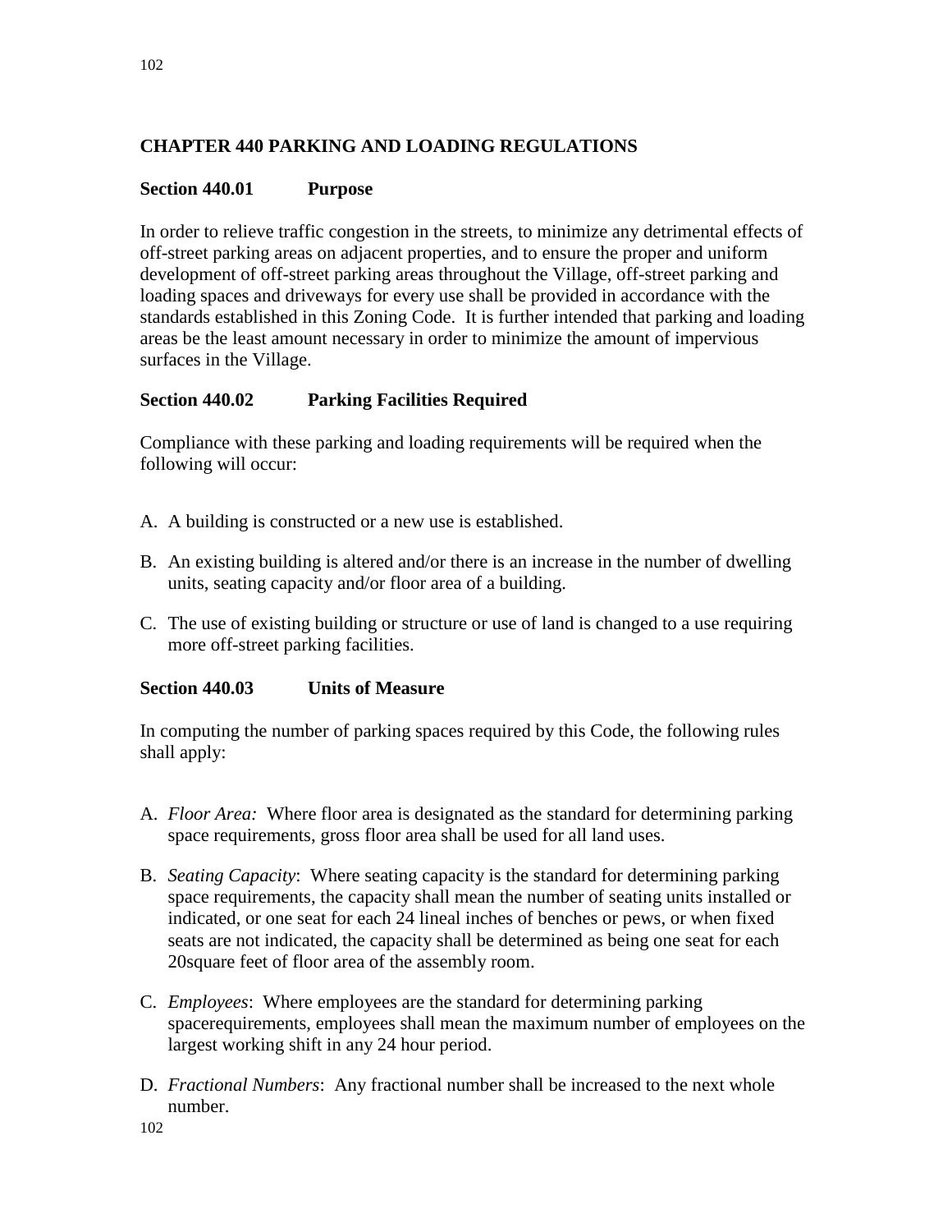# CHAPTER 440 PARKING AND LOADING REGULATIONS

## Section 440.01 Purpose

In order to relieve traffic congestion in the streets, to minimize any detrimental effects of off-street parking areas on adjacent properties, and to ensure the proper and uniform development of off-street parking areas throughout the Village, off-street parking and loading spaces and driveways for every use shall be provided in accordance with the standards established in this Zoning Code. It is further intended that parking and loading areas be the least amount necessary in order to minimize the amount of impervious surfaces in the Village.

## Section 440.02 Parking Facilities Required

Compliance with these parking and loading requirements will be required when the following will occur:

A. A building is constructed or a new use is established.

B. An existing building is altered and/or there is an increase in the number of dwelling units, seating capacity and/or floor area of a building.

C. The use of existing building or structure or use of land is changed to a use requiring more off-street parking facilities.

## Section 440.03 Units of Measure

In computing the number of parking spaces required by this Code, the following rules shall apply:

A. *Floor Area:* Where floor area is designated as the standard for determining parking space requirements, gross floor area shall be used for all land uses.

B. *Seating Capacity*: Where seating capacity is the standard for determining parking space requirements, the capacity shall mean the number of seating units installed or indicated, or one seat for each 24 lineal inches of benches or pews, or when fixed seats are not indicated, the capacity shall be determined as being one seat for each 20square feet of floor area of the assembly room.

C. *Employees*: Where employees are the standard for determining parking spacerequirements, employees shall mean the maximum number of employees on the largest working shift in any 24 hour period.

D. *Fractional Numbers*: Any fractional number shall be increased to the next whole number.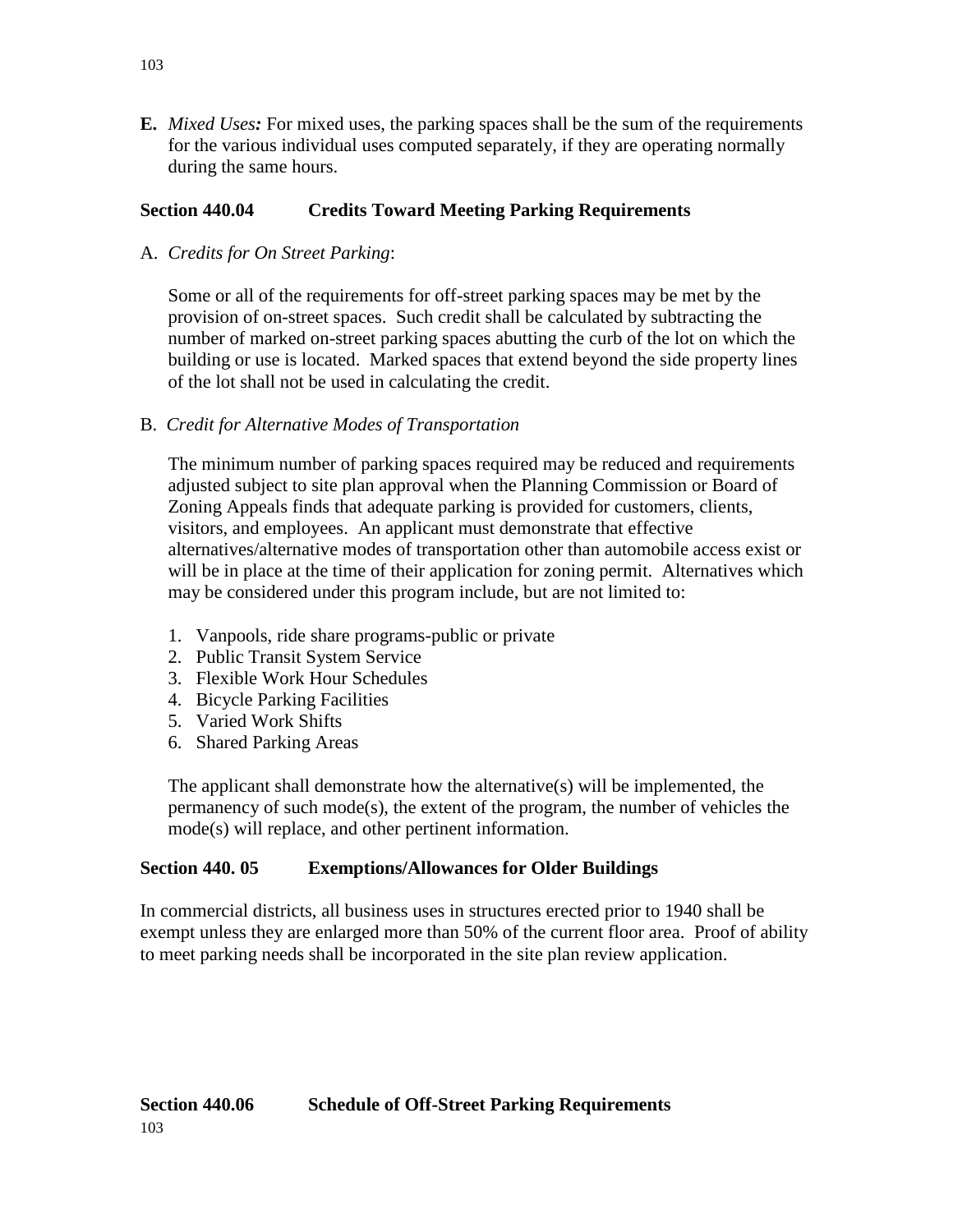**E.** *Mixed Uses:* For mixed uses, the parking spaces shall be the sum of the requirements for the various individual uses computed separately, if they are operating normally during the same hours.

## Section 440.04 Credits Toward Meeting Parking Requirements

A. *Credits for On Street Parking*:

Some or all of the requirements for off-street parking spaces may be met by the provision of on-street spaces. Such credit shall be calculated by subtracting the number of marked on-street parking spaces abutting the curb of the lot on which the building or use is located. Marked spaces that extend beyond the side property lines of the lot shall not be used in calculating the credit.

B. *Credit for Alternative Modes of Transportation*

The minimum number of parking spaces required may be reduced and requirements adjusted subject to site plan approval when the Planning Commission or Board of Zoning Appeals finds that adequate parking is provided for customers, clients, visitors, and employees. An applicant must demonstrate that effective alternatives/alternative modes of transportation other than automobile access exist or will be in place at the time of their application for zoning permit. Alternatives which may be considered under this program include, but are not limited to:

1. Vanpools, ride share programs-public or private
2. Public Transit System Service
3. Flexible Work Hour Schedules
4. Bicycle Parking Facilities
5. Varied Work Shifts
6. Shared Parking Areas

The applicant shall demonstrate how the alternative(s) will be implemented, the permanency of such mode(s), the extent of the program, the number of vehicles the mode(s) will replace, and other pertinent information.

## Section 440. 05 Exemptions/Allowances for Older Buildings

In commercial districts, all business uses in structures erected prior to 1940 shall be exempt unless they are enlarged more than 50% of the current floor area. Proof of ability to meet parking needs shall be incorporated in the site plan review application.

## Section 440.06 Schedule of Off-Street Parking Requirements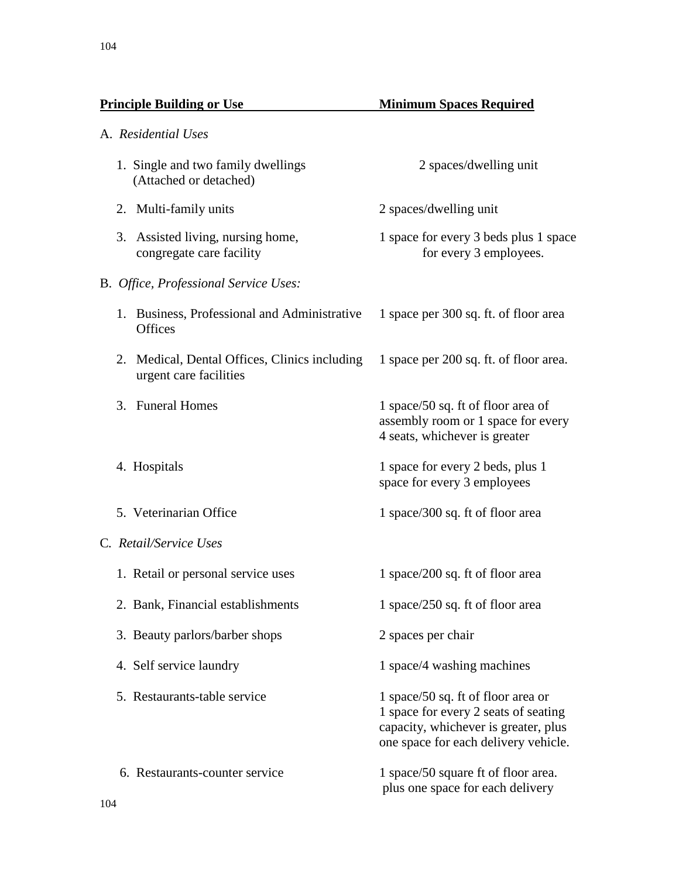| Principle Building or Use | Minimum Spaces Required |
|---|---|
| A. *Residential Uses* | |
| 1. Single and two family dwellings (Attached or detached) | 2 spaces/dwelling unit |
| 2. Multi-family units | 2 spaces/dwelling unit |
| 3. Assisted living, nursing home, congregate care facility | 1 space for every 3 beds plus 1 space for every 3 employees. |
| B. *Office, Professional Service Uses:* | |
| 1. Business, Professional and Administrative Offices | 1 space per 300 sq. ft. of floor area |
| 2. Medical, Dental Offices, Clinics including urgent care facilities | 1 space per 200 sq. ft. of floor area. |
| 3. Funeral Homes | 1 space/50 sq. ft of floor area of assembly room or 1 space for every 4 seats, whichever is greater |
| 4. Hospitals | 1 space for every 2 beds, plus 1 space for every 3 employees |
| 5. Veterinarian Office | 1 space/300 sq. ft of floor area |
| C. *Retail/Service Uses* | |
| 1. Retail or personal service uses | 1 space/200 sq. ft of floor area |
| 2. Bank, Financial establishments | 1 space/250 sq. ft of floor area |
| 3. Beauty parlors/barber shops | 2 spaces per chair |
| 4. Self service laundry | 1 space/4 washing machines |
| 5. Restaurants-table service | 1 space/50 sq. ft of floor area or 1 space for every 2 seats of seating capacity, whichever is greater, plus one space for each delivery vehicle. |
| 6. Restaurants-counter service | 1 space/50 square ft of floor area. plus one space for each delivery |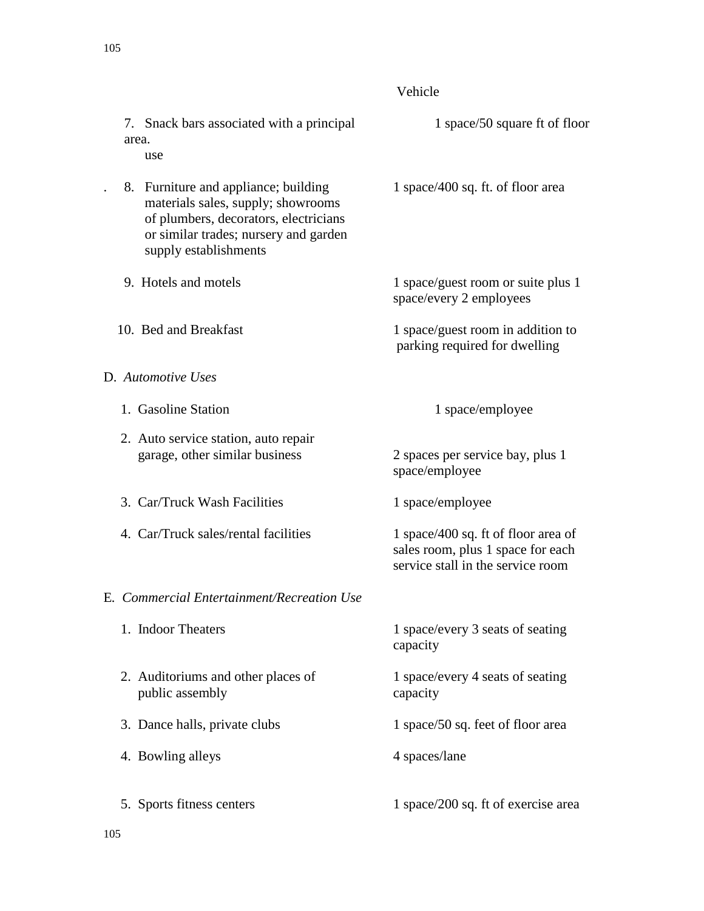| | Vehicle |
|---|---|
| 7. Snack bars associated with a principal use | 1 space/50 square ft of floor area. |
| 8. Furniture and appliance; building materials sales, supply; showrooms of plumbers, decorators, electricians or similar trades; nursery and garden supply establishments | 1 space/400 sq. ft. of floor area |
| 9. Hotels and motels | 1 space/guest room or suite plus 1 space/every 2 employees |
| 10. Bed and Breakfast | 1 space/guest room in addition to parking required for dwelling |
| D. *Automotive Uses* | |
| 1. Gasoline Station | 1 space/employee |
| 2. Auto service station, auto repair garage, other similar business | 2 spaces per service bay, plus 1 space/employee |
| 3. Car/Truck Wash Facilities | 1 space/employee |
| 4. Car/Truck sales/rental facilities | 1 space/400 sq. ft of floor area of sales room, plus 1 space for each service stall in the service room |
| E. *Commercial Entertainment/Recreation Use* | |
| 1. Indoor Theaters | 1 space/every 3 seats of seating capacity |
| 2. Auditoriums and other places of public assembly | 1 space/every 4 seats of seating capacity |
| 3. Dance halls, private clubs | 1 space/50 sq. feet of floor area |
| 4. Bowling alleys | 4 spaces/lane |
| 5. Sports fitness centers | 1 space/200 sq. ft of exercise area |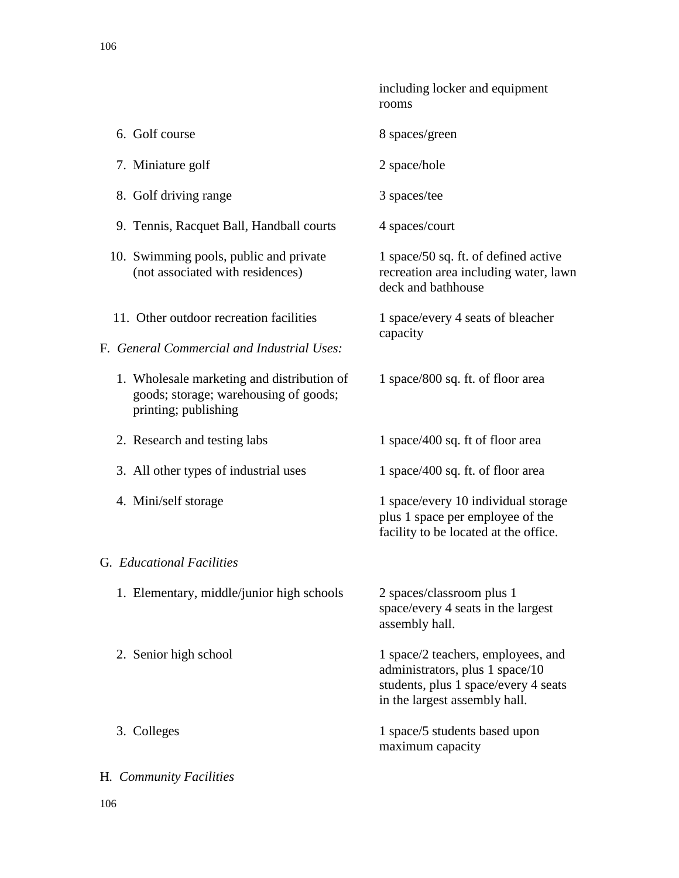| | |
|---|---|
| | including locker and equipment rooms |
| 6. Golf course | 8 spaces/green |
| 7. Miniature golf | 2 space/hole |
| 8. Golf driving range | 3 spaces/tee |
| 9. Tennis, Racquet Ball, Handball courts | 4 spaces/court |
| 10. Swimming pools, public and private (not associated with residences) | 1 space/50 sq. ft. of defined active recreation area including water, lawn deck and bathhouse |
| 11. Other outdoor recreation facilities | 1 space/every 4 seats of bleacher capacity |

F. *General Commercial and Industrial Uses:*

| | |
|---|---|
| 1. Wholesale marketing and distribution of goods; storage; warehousing of goods; printing; publishing | 1 space/800 sq. ft. of floor area |
| 2. Research and testing labs | 1 space/400 sq. ft of floor area |
| 3. All other types of industrial uses | 1 space/400 sq. ft. of floor area |
| 4. Mini/self storage | 1 space/every 10 individual storage plus 1 space per employee of the facility to be located at the office. |

G. *Educational Facilities*

| | |
|---|---|
| 1. Elementary, middle/junior high schools | 2 spaces/classroom plus 1 space/every 4 seats in the largest assembly hall. |
| 2. Senior high school | 1 space/2 teachers, employees, and administrators, plus 1 space/10 students, plus 1 space/every 4 seats in the largest assembly hall. |
| 3. Colleges | 1 space/5 students based upon maximum capacity |

H. *Community Facilities*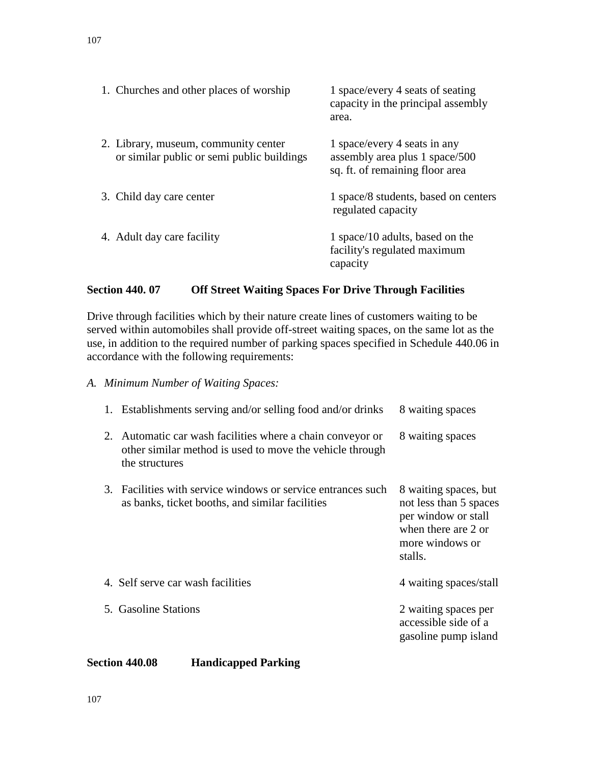| | |
|---|---|
| 1. Churches and other places of worship | 1 space/every 4 seats of seating capacity in the principal assembly area. |
| 2. Library, museum, community center or similar public or semi public buildings | 1 space/every 4 seats in any assembly area plus 1 space/500 sq. ft. of remaining floor area |
| 3. Child day care center | 1 space/8 students, based on centers regulated capacity |
| 4. Adult day care facility | 1 space/10 adults, based on the facility's regulated maximum capacity |

### Section 440. 07 Off Street Waiting Spaces For Drive Through Facilities

Drive through facilities which by their nature create lines of customers waiting to be served within automobiles shall provide off-street waiting spaces, on the same lot as the use, in addition to the required number of parking spaces specified in Schedule 440.06 in accordance with the following requirements:

*A. Minimum Number of Waiting Spaces:*

| | |
|---|---|
| 1. Establishments serving and/or selling food and/or drinks | 8 waiting spaces |
| 2. Automatic car wash facilities where a chain conveyor or other similar method is used to move the vehicle through the structures | 8 waiting spaces |
| 3. Facilities with service windows or service entrances such as banks, ticket booths, and similar facilities | 8 waiting spaces, but not less than 5 spaces per window or stall when there are 2 or more windows or stalls. |
| 4. Self serve car wash facilities | 4 waiting spaces/stall |
| 5. Gasoline Stations | 2 waiting spaces per accessible side of a gasoline pump island |

### Section 440.08 Handicapped Parking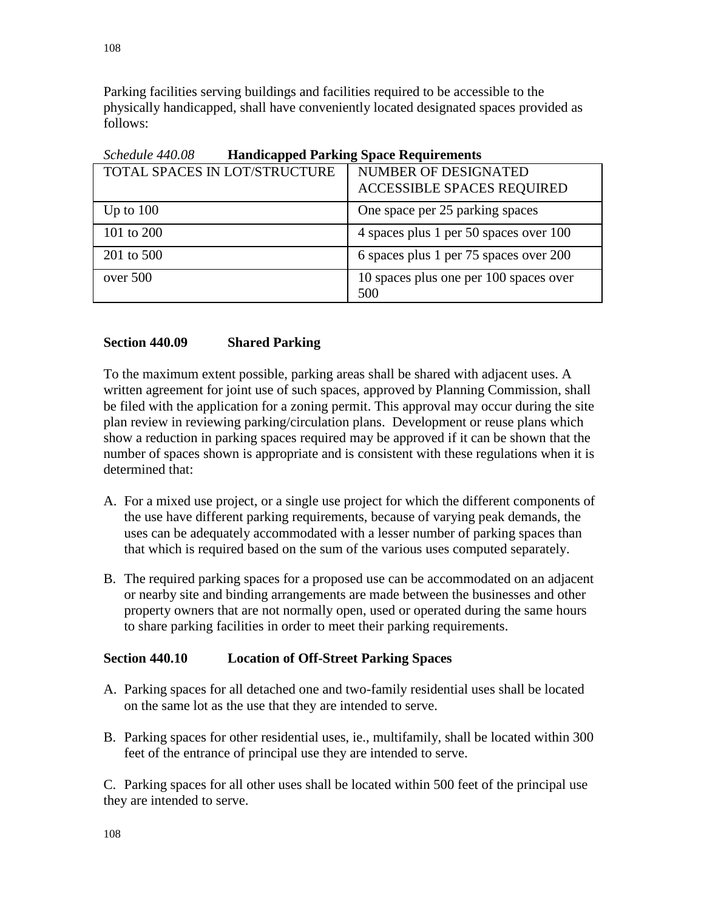Parking facilities serving buildings and facilities required to be accessible to the physically handicapped, shall have conveniently located designated spaces provided as follows:

*Schedule 440.08* **Handicapped Parking Space Requirements**

| TOTAL SPACES IN LOT/STRUCTURE | NUMBER OF DESIGNATED ACCESSIBLE SPACES REQUIRED |
|---|---|
| Up to 100 | One space per 25 parking spaces |
| 101 to 200 | 4 spaces plus 1 per 50 spaces over 100 |
| 201 to 500 | 6 spaces plus 1 per 75 spaces over 200 |
| over 500 | 10 spaces plus one per 100 spaces over 500 |

### Section 440.09 Shared Parking

To the maximum extent possible, parking areas shall be shared with adjacent uses. A written agreement for joint use of such spaces, approved by Planning Commission, shall be filed with the application for a zoning permit. This approval may occur during the site plan review in reviewing parking/circulation plans. Development or reuse plans which show a reduction in parking spaces required may be approved if it can be shown that the number of spaces shown is appropriate and is consistent with these regulations when it is determined that:

A. For a mixed use project, or a single use project for which the different components of the use have different parking requirements, because of varying peak demands, the uses can be adequately accommodated with a lesser number of parking spaces than that which is required based on the sum of the various uses computed separately.

B. The required parking spaces for a proposed use can be accommodated on an adjacent or nearby site and binding arrangements are made between the businesses and other property owners that are not normally open, used or operated during the same hours to share parking facilities in order to meet their parking requirements.

### Section 440.10 Location of Off-Street Parking Spaces

A. Parking spaces for all detached one and two-family residential uses shall be located on the same lot as the use that they are intended to serve.

B. Parking spaces for other residential uses, ie., multifamily, shall be located within 300 feet of the entrance of principal use they are intended to serve.

C. Parking spaces for all other uses shall be located within 500 feet of the principal use they are intended to serve.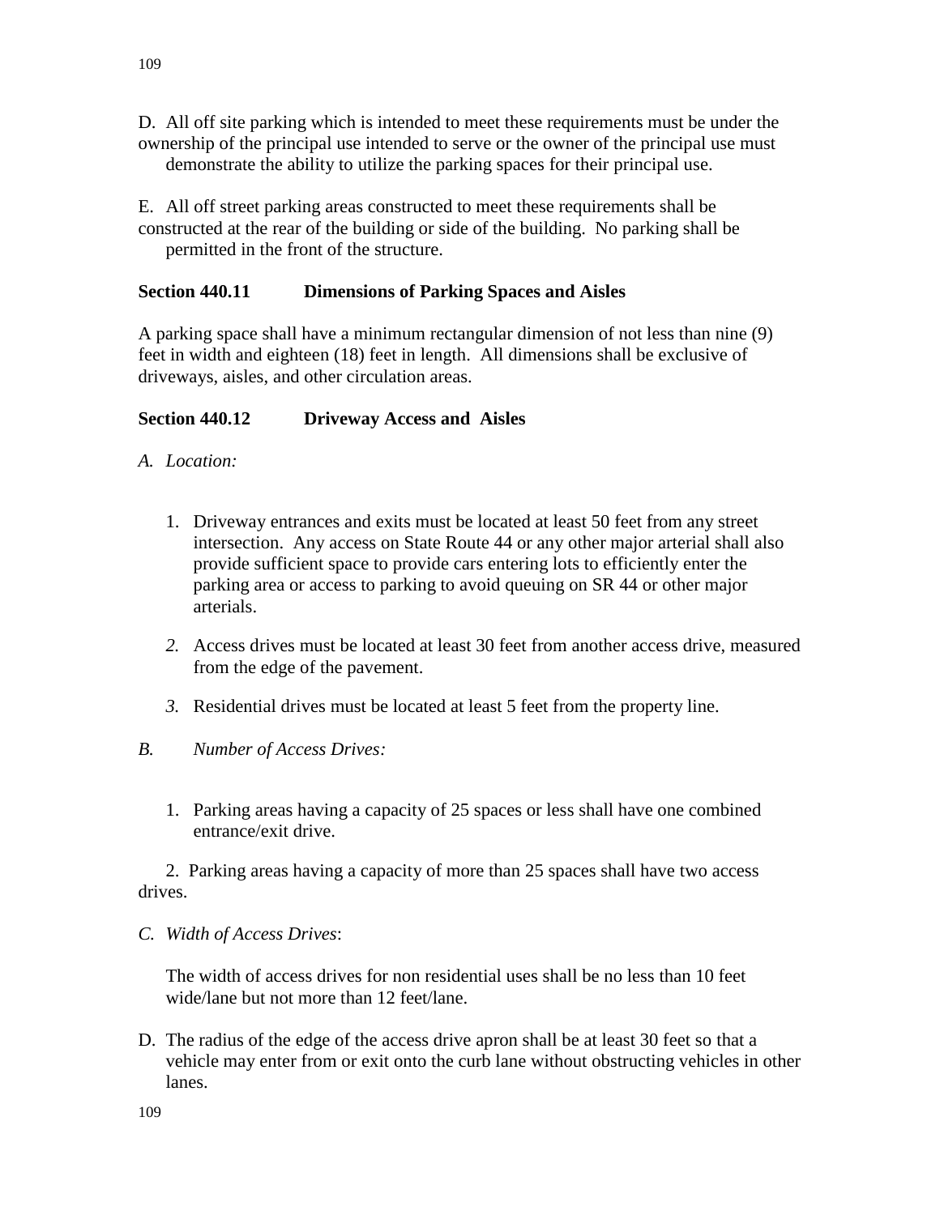D. All off site parking which is intended to meet these requirements must be under the ownership of the principal use intended to serve or the owner of the principal use must demonstrate the ability to utilize the parking spaces for their principal use.

E. All off street parking areas constructed to meet these requirements shall be constructed at the rear of the building or side of the building. No parking shall be permitted in the front of the structure.

**Section 440.11 Dimensions of Parking Spaces and Aisles**

A parking space shall have a minimum rectangular dimension of not less than nine (9) feet in width and eighteen (18) feet in length. All dimensions shall be exclusive of driveways, aisles, and other circulation areas.

**Section 440.12 Driveway Access and Aisles**

*A. Location:*

1. Driveway entrances and exits must be located at least 50 feet from any street intersection. Any access on State Route 44 or any other major arterial shall also provide sufficient space to provide cars entering lots to efficiently enter the parking area or access to parking to avoid queuing on SR 44 or other major arterials.

2. Access drives must be located at least 30 feet from another access drive, measured from the edge of the pavement.

3. Residential drives must be located at least 5 feet from the property line.

*B. Number of Access Drives:*

1. Parking areas having a capacity of 25 spaces or less shall have one combined entrance/exit drive.

2. Parking areas having a capacity of more than 25 spaces shall have two access drives.

*C. Width of Access Drives*:

The width of access drives for non residential uses shall be no less than 10 feet wide/lane but not more than 12 feet/lane.

D. The radius of the edge of the access drive apron shall be at least 30 feet so that a vehicle may enter from or exit onto the curb lane without obstructing vehicles in other lanes.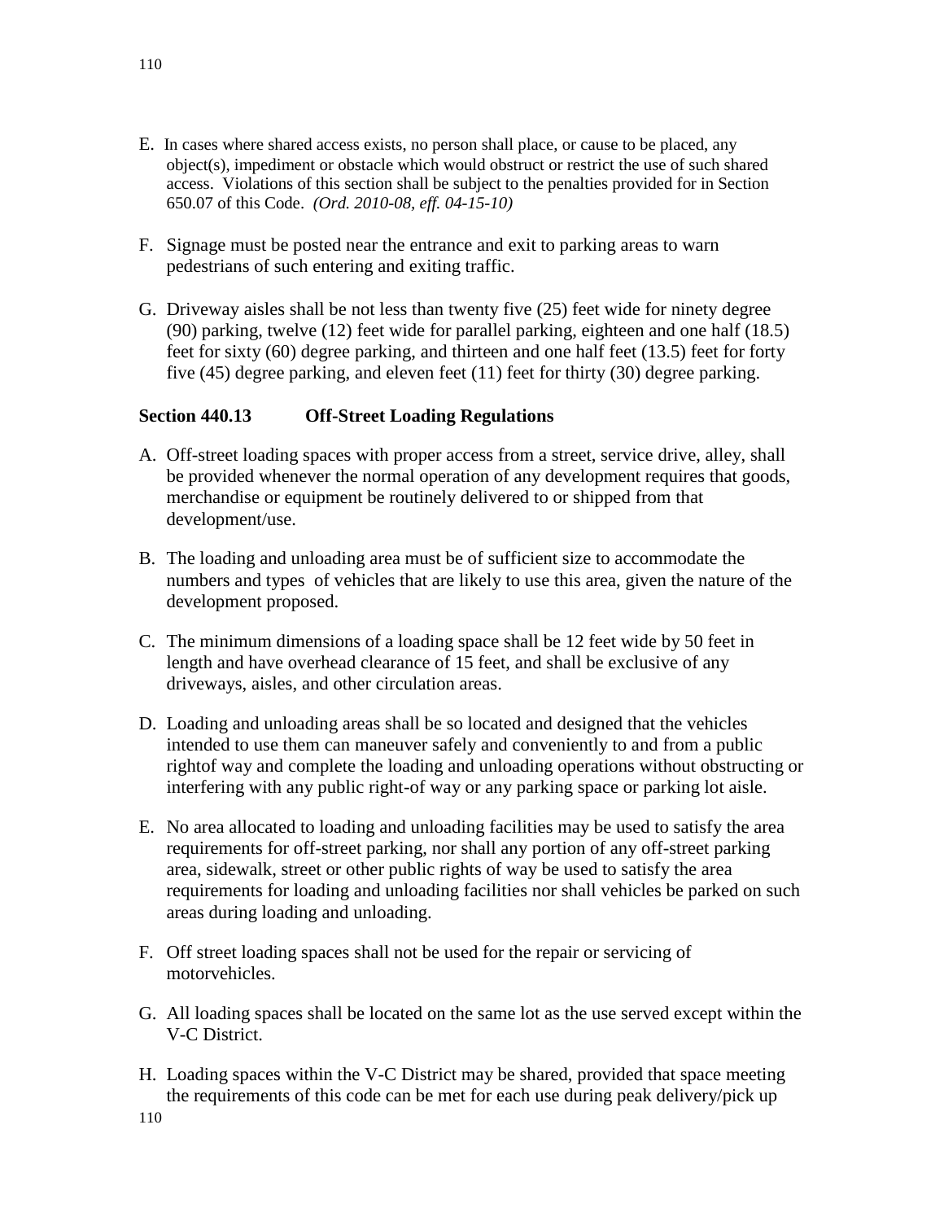E. In cases where shared access exists, no person shall place, or cause to be placed, any object(s), impediment or obstacle which would obstruct or restrict the use of such shared access. Violations of this section shall be subject to the penalties provided for in Section 650.07 of this Code. *(Ord. 2010-08, eff. 04-15-10)*

F. Signage must be posted near the entrance and exit to parking areas to warn pedestrians of such entering and exiting traffic.

G. Driveway aisles shall be not less than twenty five (25) feet wide for ninety degree (90) parking, twelve (12) feet wide for parallel parking, eighteen and one half (18.5) feet for sixty (60) degree parking, and thirteen and one half feet (13.5) feet for forty five (45) degree parking, and eleven feet (11) feet for thirty (30) degree parking.

**Section 440.13 Off-Street Loading Regulations**

A. Off-street loading spaces with proper access from a street, service drive, alley, shall be provided whenever the normal operation of any development requires that goods, merchandise or equipment be routinely delivered to or shipped from that development/use.

B. The loading and unloading area must be of sufficient size to accommodate the numbers and types of vehicles that are likely to use this area, given the nature of the development proposed.

C. The minimum dimensions of a loading space shall be 12 feet wide by 50 feet in length and have overhead clearance of 15 feet, and shall be exclusive of any driveways, aisles, and other circulation areas.

D. Loading and unloading areas shall be so located and designed that the vehicles intended to use them can maneuver safely and conveniently to and from a public rightof way and complete the loading and unloading operations without obstructing or interfering with any public right-of way or any parking space or parking lot aisle.

E. No area allocated to loading and unloading facilities may be used to satisfy the area requirements for off-street parking, nor shall any portion of any off-street parking area, sidewalk, street or other public rights of way be used to satisfy the area requirements for loading and unloading facilities nor shall vehicles be parked on such areas during loading and unloading.

F. Off street loading spaces shall not be used for the repair or servicing of motorvehicles.

G. All loading spaces shall be located on the same lot as the use served except within the V-C District.

H. Loading spaces within the V-C District may be shared, provided that space meeting the requirements of this code can be met for each use during peak delivery/pick up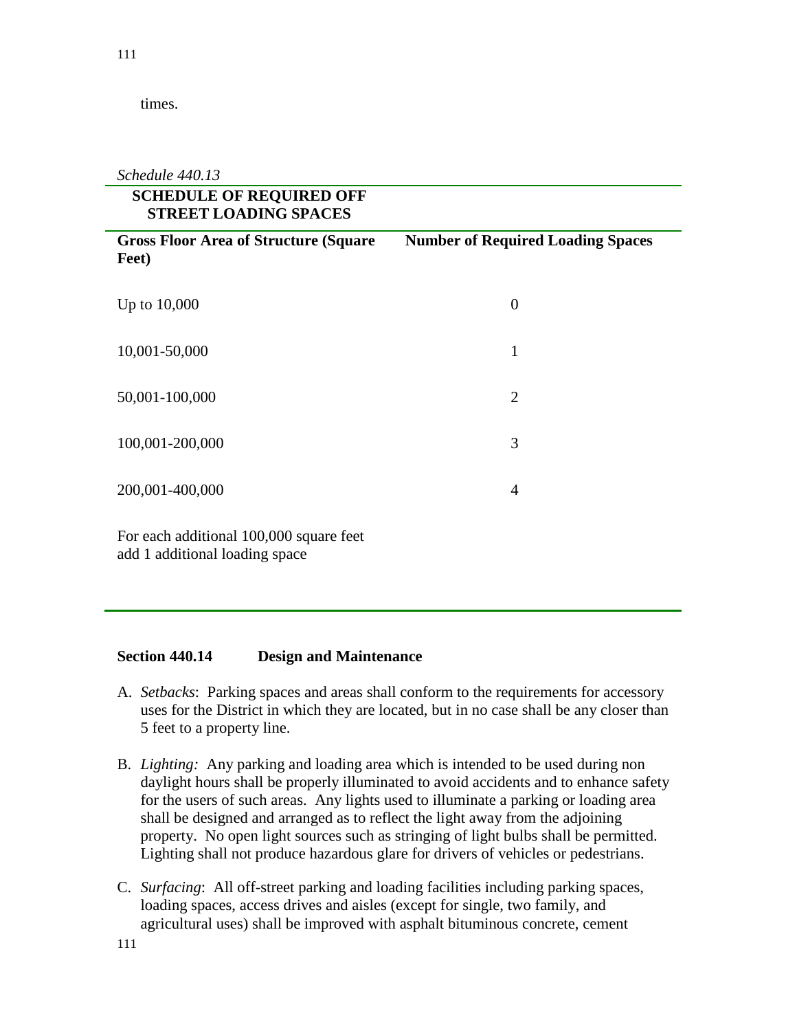times.

*Schedule 440.13*

**SCHEDULE OF REQUIRED OFF STREET LOADING SPACES**

| Gross Floor Area of Structure (Square Feet) | Number of Required Loading Spaces |
|---|---|
| Up to 10,000 | 0 |
| 10,001-50,000 | 1 |
| 50,001-100,000 | 2 |
| 100,001-200,000 | 3 |
| 200,001-400,000 | 4 |
| For each additional 100,000 square feet add 1 additional loading space | |

**Section 440.14 Design and Maintenance**

A. *Setbacks*: Parking spaces and areas shall conform to the requirements for accessory uses for the District in which they are located, but in no case shall be any closer than 5 feet to a property line.

B. *Lighting:* Any parking and loading area which is intended to be used during non daylight hours shall be properly illuminated to avoid accidents and to enhance safety for the users of such areas. Any lights used to illuminate a parking or loading area shall be designed and arranged as to reflect the light away from the adjoining property. No open light sources such as stringing of light bulbs shall be permitted. Lighting shall not produce hazardous glare for drivers of vehicles or pedestrians.

C. *Surfacing*: All off-street parking and loading facilities including parking spaces, loading spaces, access drives and aisles (except for single, two family, and agricultural uses) shall be improved with asphalt bituminous concrete, cement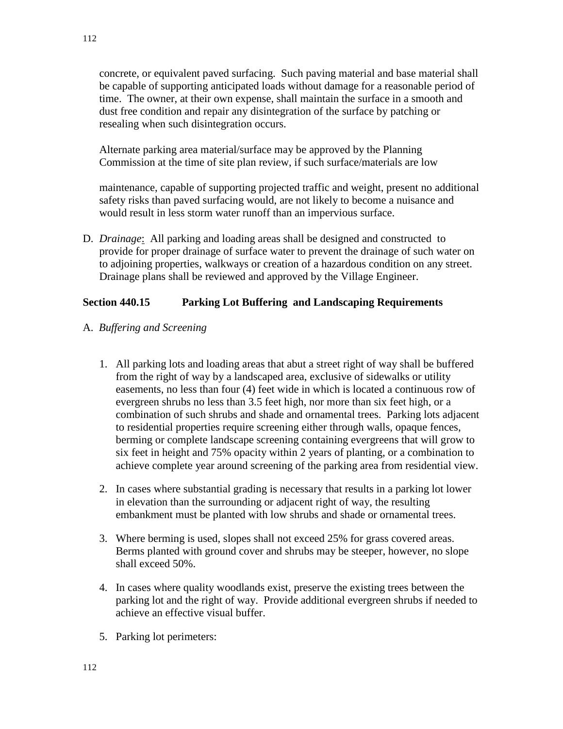concrete, or equivalent paved surfacing. Such paving material and base material shall be capable of supporting anticipated loads without damage for a reasonable period of time. The owner, at their own expense, shall maintain the surface in a smooth and dust free condition and repair any disintegration of the surface by patching or resealing when such disintegration occurs.

Alternate parking area material/surface may be approved by the Planning Commission at the time of site plan review, if such surface/materials are low

maintenance, capable of supporting projected traffic and weight, present no additional safety risks than paved surfacing would, are not likely to become a nuisance and would result in less storm water runoff than an impervious surface.

D. *Drainage*: All parking and loading areas shall be designed and constructed to provide for proper drainage of surface water to prevent the drainage of such water on to adjoining properties, walkways or creation of a hazardous condition on any street. Drainage plans shall be reviewed and approved by the Village Engineer.

### Section 440.15 Parking Lot Buffering and Landscaping Requirements

A. *Buffering and Screening*

1. All parking lots and loading areas that abut a street right of way shall be buffered from the right of way by a landscaped area, exclusive of sidewalks or utility easements, no less than four (4) feet wide in which is located a continuous row of evergreen shrubs no less than 3.5 feet high, nor more than six feet high, or a combination of such shrubs and shade and ornamental trees. Parking lots adjacent to residential properties require screening either through walls, opaque fences, berming or complete landscape screening containing evergreens that will grow to six feet in height and 75% opacity within 2 years of planting, or a combination to achieve complete year around screening of the parking area from residential view.

2. In cases where substantial grading is necessary that results in a parking lot lower in elevation than the surrounding or adjacent right of way, the resulting embankment must be planted with low shrubs and shade or ornamental trees.

3. Where berming is used, slopes shall not exceed 25% for grass covered areas. Berms planted with ground cover and shrubs may be steeper, however, no slope shall exceed 50%.

4. In cases where quality woodlands exist, preserve the existing trees between the parking lot and the right of way. Provide additional evergreen shrubs if needed to achieve an effective visual buffer.

5. Parking lot perimeters: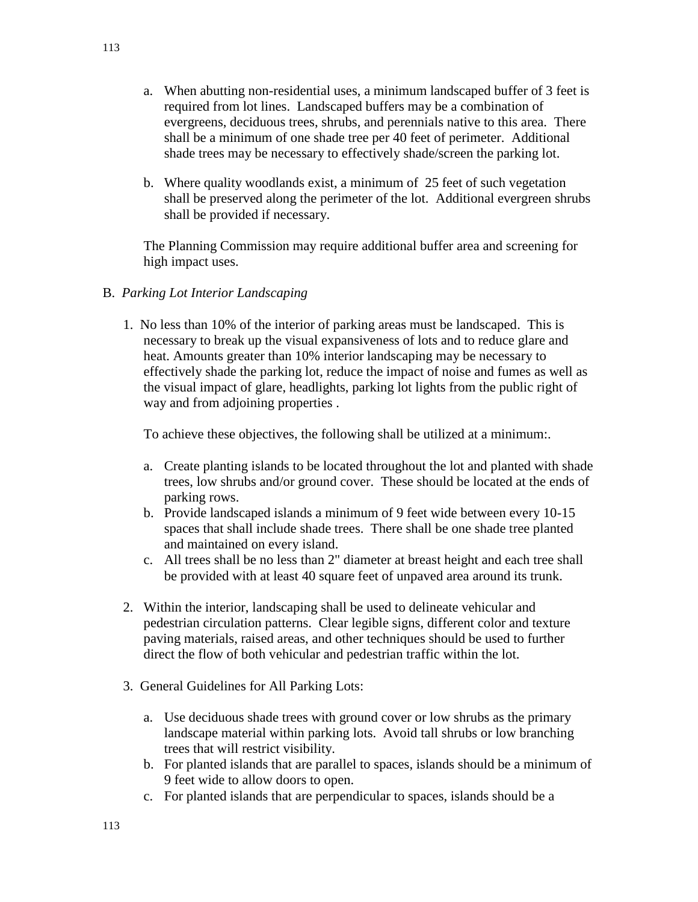a. When abutting non-residential uses, a minimum landscaped buffer of 3 feet is required from lot lines. Landscaped buffers may be a combination of evergreens, deciduous trees, shrubs, and perennials native to this area. There shall be a minimum of one shade tree per 40 feet of perimeter. Additional shade trees may be necessary to effectively shade/screen the parking lot.

b. Where quality woodlands exist, a minimum of 25 feet of such vegetation shall be preserved along the perimeter of the lot. Additional evergreen shrubs shall be provided if necessary.

The Planning Commission may require additional buffer area and screening for high impact uses.

B. *Parking Lot Interior Landscaping*

1. No less than 10% of the interior of parking areas must be landscaped. This is necessary to break up the visual expansiveness of lots and to reduce glare and heat. Amounts greater than 10% interior landscaping may be necessary to effectively shade the parking lot, reduce the impact of noise and fumes as well as the visual impact of glare, headlights, parking lot lights from the public right of way and from adjoining properties .

   To achieve these objectives, the following shall be utilized at a minimum:.

   a. Create planting islands to be located throughout the lot and planted with shade trees, low shrubs and/or ground cover. These should be located at the ends of parking rows.
   b. Provide landscaped islands a minimum of 9 feet wide between every 10-15 spaces that shall include shade trees. There shall be one shade tree planted and maintained on every island.
   c. All trees shall be no less than 2" diameter at breast height and each tree shall be provided with at least 40 square feet of unpaved area around its trunk.

2. Within the interior, landscaping shall be used to delineate vehicular and pedestrian circulation patterns. Clear legible signs, different color and texture paving materials, raised areas, and other techniques should be used to further direct the flow of both vehicular and pedestrian traffic within the lot.

3. General Guidelines for All Parking Lots:

   a. Use deciduous shade trees with ground cover or low shrubs as the primary landscape material within parking lots. Avoid tall shrubs or low branching trees that will restrict visibility.
   b. For planted islands that are parallel to spaces, islands should be a minimum of 9 feet wide to allow doors to open.
   c. For planted islands that are perpendicular to spaces, islands should be a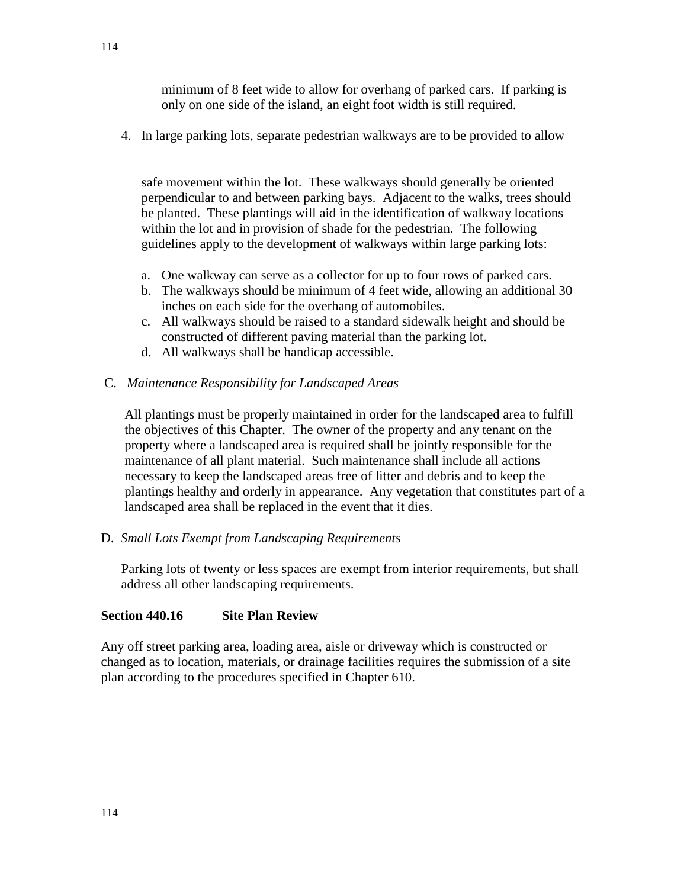minimum of 8 feet wide to allow for overhang of parked cars. If parking is only on one side of the island, an eight foot width is still required.

4. In large parking lots, separate pedestrian walkways are to be provided to allow safe movement within the lot. These walkways should generally be oriented perpendicular to and between parking bays. Adjacent to the walks, trees should be planted. These plantings will aid in the identification of walkway locations within the lot and in provision of shade for the pedestrian. The following guidelines apply to the development of walkways within large parking lots:

   a. One walkway can serve as a collector for up to four rows of parked cars.
   b. The walkways should be minimum of 4 feet wide, allowing an additional 30 inches on each side for the overhang of automobiles.
   c. All walkways should be raised to a standard sidewalk height and should be constructed of different paving material than the parking lot.
   d. All walkways shall be handicap accessible.

C. *Maintenance Responsibility for Landscaped Areas*

All plantings must be properly maintained in order for the landscaped area to fulfill the objectives of this Chapter. The owner of the property and any tenant on the property where a landscaped area is required shall be jointly responsible for the maintenance of all plant material. Such maintenance shall include all actions necessary to keep the landscaped areas free of litter and debris and to keep the plantings healthy and orderly in appearance. Any vegetation that constitutes part of a landscaped area shall be replaced in the event that it dies.

D. *Small Lots Exempt from Landscaping Requirements*

Parking lots of twenty or less spaces are exempt from interior requirements, but shall address all other landscaping requirements.

**Section 440.16 Site Plan Review**

Any off street parking area, loading area, aisle or driveway which is constructed or changed as to location, materials, or drainage facilities requires the submission of a site plan according to the procedures specified in Chapter 610.